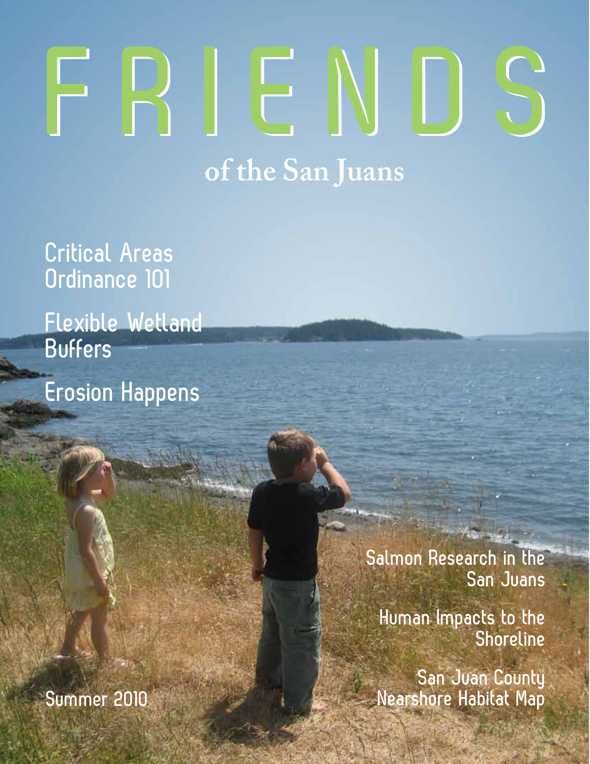# FRIENDS

## of the San Juans

Critical Areas Ordinance 101

Flexible Wetland Buffers

Erosion Happens

Salmon Research in the San Juans

Human Impacts to the Shoreline

San Juan County Nearshore Habitat Map

Summer 2010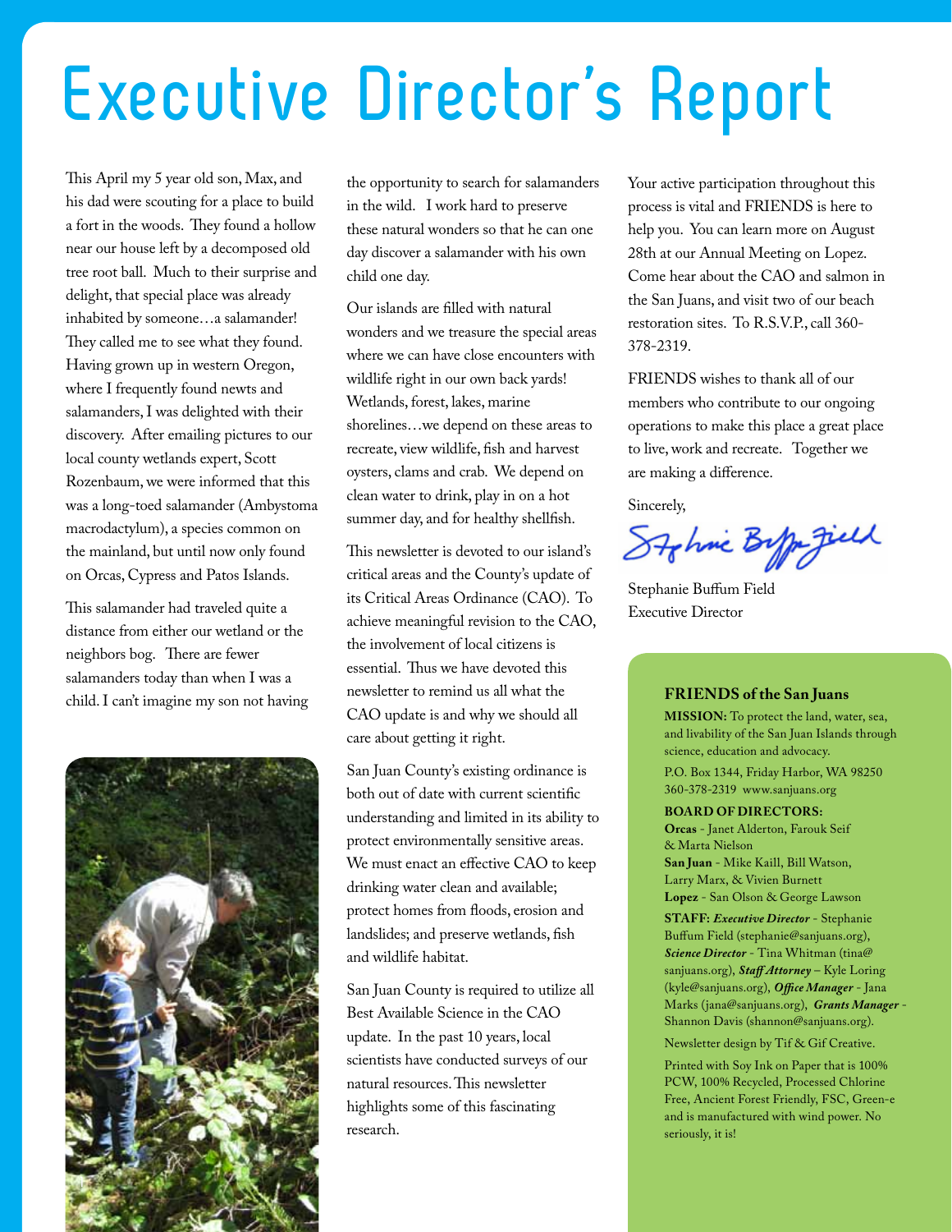# Executive Director's Report

This April my 5 year old son, Max, and his dad were scouting for a place to build a fort in the woods. They found a hollow near our house left by a decomposed old tree root ball. Much to their surprise and delight, that special place was already inhabited by someone…a salamander! They called me to see what they found. Having grown up in western Oregon, where I frequently found newts and salamanders, I was delighted with their discovery. After emailing pictures to our local county wetlands expert, Scott Rozenbaum, we were informed that this was a long-toed salamander (Ambystoma macrodactylum), a species common on the mainland, but until now only found on Orcas, Cypress and Patos Islands.

This salamander had traveled quite a distance from either our wetland or the neighbors bog. There are fewer salamanders today than when I was a child. I can't imagine my son not having the opportunity to search for salamanders in the wild. I work hard to preserve these natural wonders so that he can one day discover a salamander with his own child one day.

Our islands are filled with natural wonders and we treasure the special areas where we can have close encounters with wildlife right in our own back yards! Wetlands, forest, lakes, marine shorelines…we depend on these areas to recreate, view wildlife, fish and harvest oysters, clams and crab. We depend on clean water to drink, play in on a hot summer day, and for healthy shellfish.

This newsletter is devoted to our island's critical areas and the County's update of its Critical Areas Ordinance (CAO). To achieve meaningful revision to the CAO, the involvement of local citizens is essential. Thus we have devoted this newsletter to remind us all what the CAO update is and why we should all care about getting it right.

San Juan County's existing ordinance is both out of date with current scientific understanding and limited in its ability to protect environmentally sensitive areas. We must enact an effective CAO to keep drinking water clean and available; protect homes from floods, erosion and landslides; and preserve wetlands, fish and wildlife habitat.

San Juan County is required to utilize all Best Available Science in the CAO update. In the past 10 years, local scientists have conducted surveys of our natural resources. This newsletter highlights some of this fascinating research.

Your active participation throughout this process is vital and FRIENDS is here to help you. You can learn more on August 28th at our Annual Meeting on Lopez. Come hear about the CAO and salmon in the San Juans, and visit two of our beach restoration sites. To R.S.V.P., call 360-378-2319.

FRIENDS wishes to thank all of our members who contribute to our ongoing operations to make this place a great place to live, work and recreate. Together we are making a difference.

Sincerely,

Stephanie Buffum Field
Executive Director

**FRIENDS of the San Juans**

**MISSION:** To protect the land, water, sea, and livability of the San Juan Islands through science, education and advocacy.

P.O. Box 1344, Friday Harbor, WA 98250
360-378-2319 www.sanjuans.org

**BOARD OF DIRECTORS:**
**Orcas** - Janet Alderton, Farouk Seif & Marta Nielson
**San Juan** - Mike Kaill, Bill Watson, Larry Marx, & Vivien Burnett
**Lopez** - San Olson & George Lawson

**STAFF:** ***Executive Director*** - Stephanie Buffum Field (stephanie@sanjuans.org), ***Science Director*** - Tina Whitman (tina@sanjuans.org), ***Staff Attorney*** – Kyle Loring (kyle@sanjuans.org), ***Office Manager*** - Jana Marks (jana@sanjuans.org), ***Grants Manager*** - Shannon Davis (shannon@sanjuans.org).

Newsletter design by Tif & Gif Creative.

Printed with Soy Ink on Paper that is 100% PCW, 100% Recycled, Processed Chlorine Free, Ancient Forest Friendly, FSC, Green-e and is manufactured with wind power. No seriously, it is!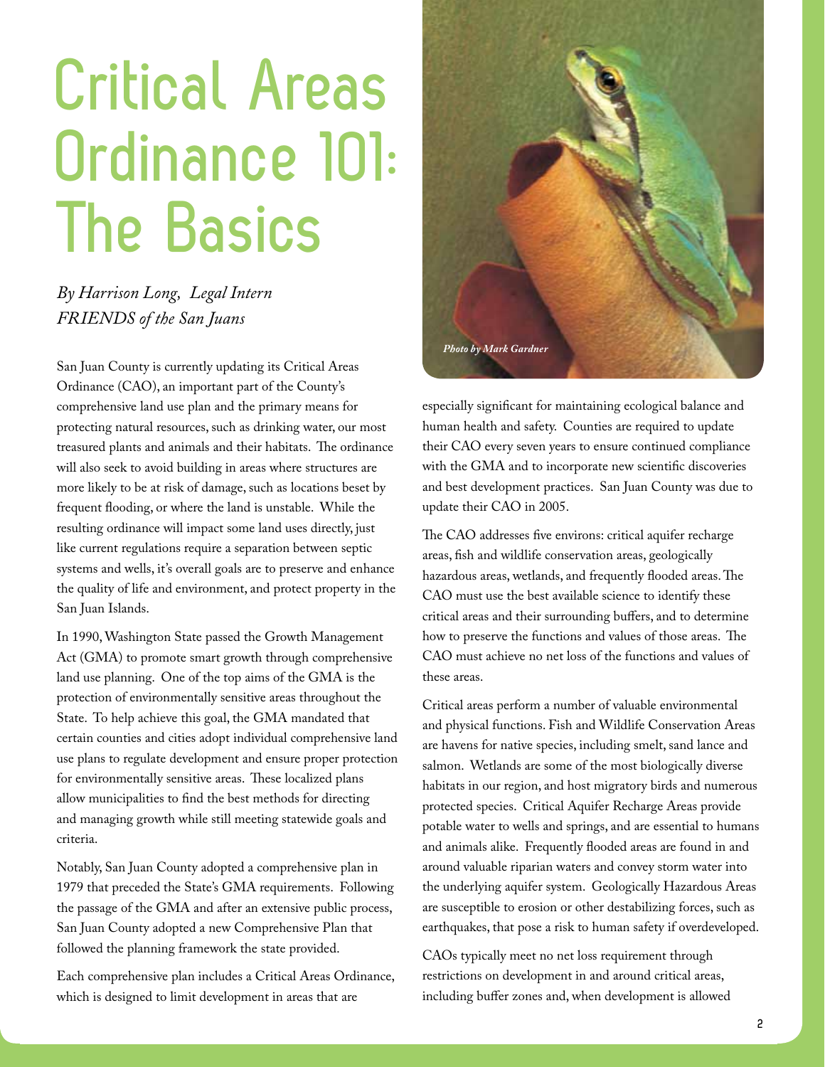# Critical Areas Ordinance 101: The Basics

*By Harrison Long, Legal Intern*
*FRIENDS of the San Juans*

San Juan County is currently updating its Critical Areas Ordinance (CAO), an important part of the County's comprehensive land use plan and the primary means for protecting natural resources, such as drinking water, our most treasured plants and animals and their habitats. The ordinance will also seek to avoid building in areas where structures are more likely to be at risk of damage, such as locations beset by frequent flooding, or where the land is unstable. While the resulting ordinance will impact some land uses directly, just like current regulations require a separation between septic systems and wells, it's overall goals are to preserve and enhance the quality of life and environment, and protect property in the San Juan Islands.

In 1990, Washington State passed the Growth Management Act (GMA) to promote smart growth through comprehensive land use planning. One of the top aims of the GMA is the protection of environmentally sensitive areas throughout the State. To help achieve this goal, the GMA mandated that certain counties and cities adopt individual comprehensive land use plans to regulate development and ensure proper protection for environmentally sensitive areas. These localized plans allow municipalities to find the best methods for directing and managing growth while still meeting statewide goals and criteria.

Notably, San Juan County adopted a comprehensive plan in 1979 that preceded the State's GMA requirements. Following the passage of the GMA and after an extensive public process, San Juan County adopted a new Comprehensive Plan that followed the planning framework the state provided.

Each comprehensive plan includes a Critical Areas Ordinance, which is designed to limit development in areas that are

*Photo by Mark Gardner*

especially significant for maintaining ecological balance and human health and safety. Counties are required to update their CAO every seven years to ensure continued compliance with the GMA and to incorporate new scientific discoveries and best development practices. San Juan County was due to update their CAO in 2005.

The CAO addresses five environs: critical aquifer recharge areas, fish and wildlife conservation areas, geologically hazardous areas, wetlands, and frequently flooded areas. The CAO must use the best available science to identify these critical areas and their surrounding buffers, and to determine how to preserve the functions and values of those areas. The CAO must achieve no net loss of the functions and values of these areas.

Critical areas perform a number of valuable environmental and physical functions. Fish and Wildlife Conservation Areas are havens for native species, including smelt, sand lance and salmon. Wetlands are some of the most biologically diverse habitats in our region, and host migratory birds and numerous protected species. Critical Aquifer Recharge Areas provide potable water to wells and springs, and are essential to humans and animals alike. Frequently flooded areas are found in and around valuable riparian waters and convey storm water into the underlying aquifer system. Geologically Hazardous Areas are susceptible to erosion or other destabilizing forces, such as earthquakes, that pose a risk to human safety if overdeveloped.

CAOs typically meet no net loss requirement through restrictions on development in and around critical areas, including buffer zones and, when development is allowed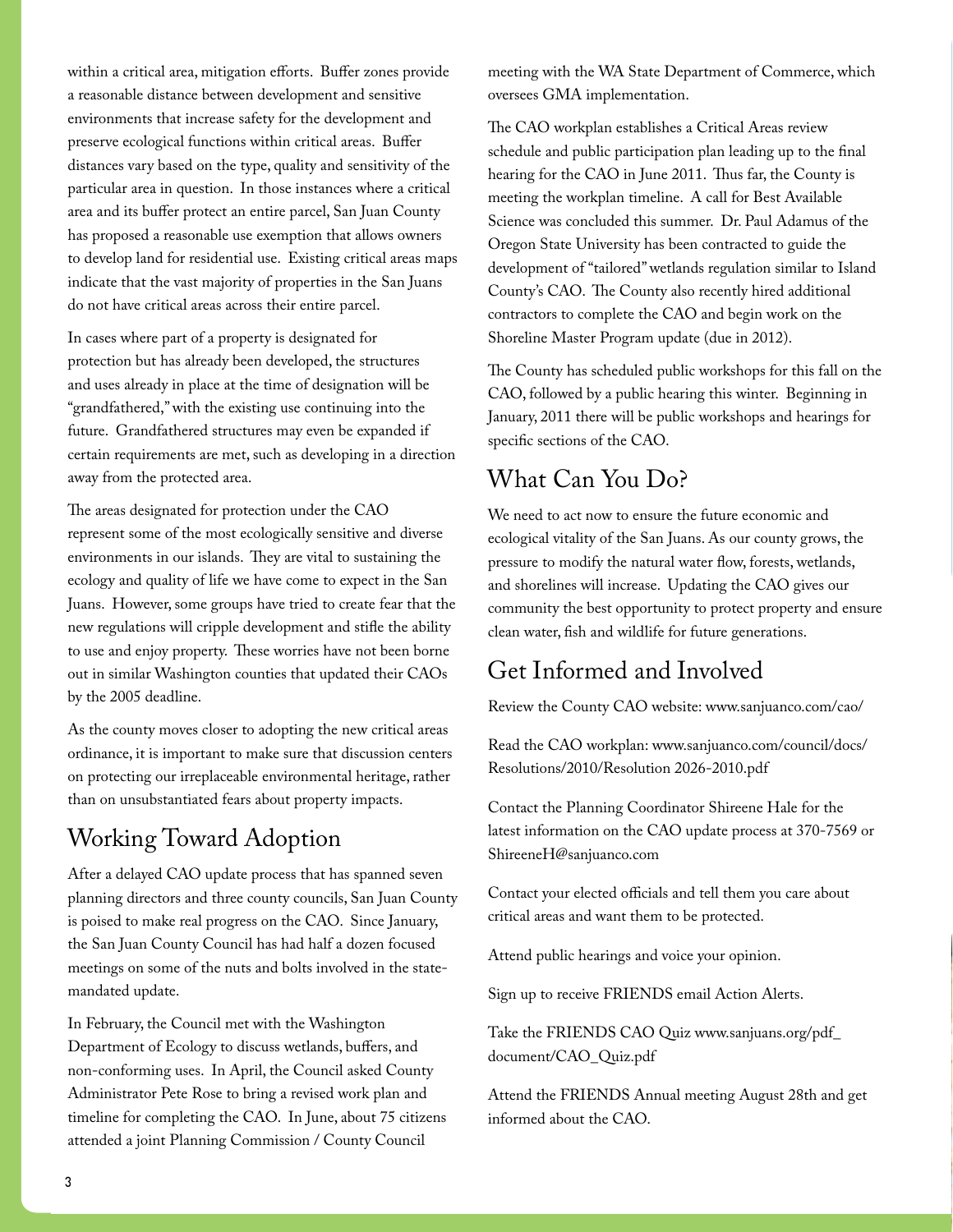within a critical area, mitigation efforts. Buffer zones provide a reasonable distance between development and sensitive environments that increase safety for the development and preserve ecological functions within critical areas. Buffer distances vary based on the type, quality and sensitivity of the particular area in question. In those instances where a critical area and its buffer protect an entire parcel, San Juan County has proposed a reasonable use exemption that allows owners to develop land for residential use. Existing critical areas maps indicate that the vast majority of properties in the San Juans do not have critical areas across their entire parcel.

In cases where part of a property is designated for protection but has already been developed, the structures and uses already in place at the time of designation will be "grandfathered," with the existing use continuing into the future. Grandfathered structures may even be expanded if certain requirements are met, such as developing in a direction away from the protected area.

The areas designated for protection under the CAO represent some of the most ecologically sensitive and diverse environments in our islands. They are vital to sustaining the ecology and quality of life we have come to expect in the San Juans. However, some groups have tried to create fear that the new regulations will cripple development and stifle the ability to use and enjoy property. These worries have not been borne out in similar Washington counties that updated their CAOs by the 2005 deadline.

As the county moves closer to adopting the new critical areas ordinance, it is important to make sure that discussion centers on protecting our irreplaceable environmental heritage, rather than on unsubstantiated fears about property impacts.

## Working Toward Adoption

After a delayed CAO update process that has spanned seven planning directors and three county councils, San Juan County is poised to make real progress on the CAO. Since January, the San Juan County Council has had half a dozen focused meetings on some of the nuts and bolts involved in the state-mandated update.

In February, the Council met with the Washington Department of Ecology to discuss wetlands, buffers, and non-conforming uses. In April, the Council asked County Administrator Pete Rose to bring a revised work plan and timeline for completing the CAO. In June, about 75 citizens attended a joint Planning Commission / County Council meeting with the WA State Department of Commerce, which oversees GMA implementation.

The CAO workplan establishes a Critical Areas review schedule and public participation plan leading up to the final hearing for the CAO in June 2011. Thus far, the County is meeting the workplan timeline. A call for Best Available Science was concluded this summer. Dr. Paul Adamus of the Oregon State University has been contracted to guide the development of "tailored" wetlands regulation similar to Island County's CAO. The County also recently hired additional contractors to complete the CAO and begin work on the Shoreline Master Program update (due in 2012).

The County has scheduled public workshops for this fall on the CAO, followed by a public hearing this winter. Beginning in January, 2011 there will be public workshops and hearings for specific sections of the CAO.

## What Can You Do?

We need to act now to ensure the future economic and ecological vitality of the San Juans. As our county grows, the pressure to modify the natural water flow, forests, wetlands, and shorelines will increase. Updating the CAO gives our community the best opportunity to protect property and ensure clean water, fish and wildlife for future generations.

## Get Informed and Involved

Review the County CAO website: www.sanjuanco.com/cao/

Read the CAO workplan: www.sanjuanco.com/council/docs/Resolutions/2010/Resolution 2026-2010.pdf

Contact the Planning Coordinator Shireene Hale for the latest information on the CAO update process at 370-7569 or ShireeneH@sanjuanco.com

Contact your elected officials and tell them you care about critical areas and want them to be protected.

Attend public hearings and voice your opinion.

Sign up to receive FRIENDS email Action Alerts.

Take the FRIENDS CAO Quiz www.sanjuans.org/pdf_document/CAO_Quiz.pdf

Attend the FRIENDS Annual meeting August 28th and get informed about the CAO.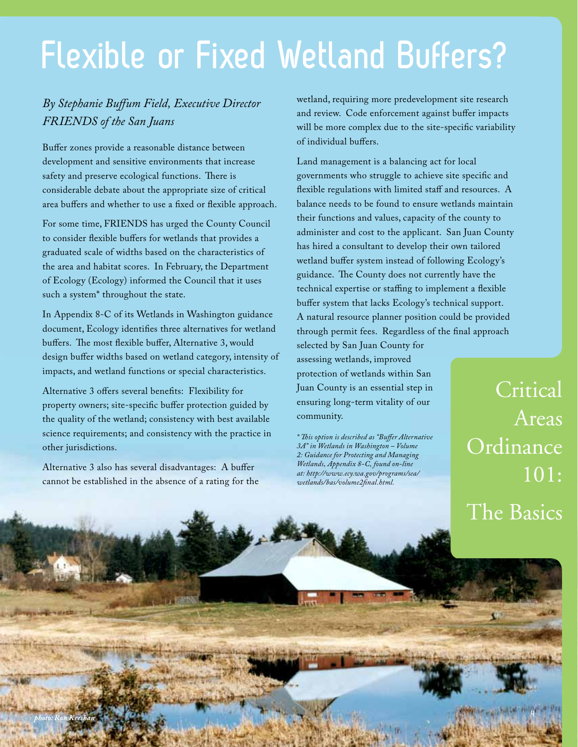# Flexible or Fixed Wetland Buffers?

*By Stephanie Buffum Field, Executive Director*
*FRIENDS of the San Juans*

Buffer zones provide a reasonable distance between development and sensitive environments that increase safety and preserve ecological functions. There is considerable debate about the appropriate size of critical area buffers and whether to use a fixed or flexible approach.

For some time, FRIENDS has urged the County Council to consider flexible buffers for wetlands that provides a graduated scale of widths based on the characteristics of the area and habitat scores. In February, the Department of Ecology (Ecology) informed the Council that it uses such a system* throughout the state.

In Appendix 8-C of its Wetlands in Washington guidance document, Ecology identifies three alternatives for wetland buffers. The most flexible buffer, Alternative 3, would design buffer widths based on wetland category, intensity of impacts, and wetland functions or special characteristics.

Alternative 3 offers several benefits: Flexibility for property owners; site-specific buffer protection guided by the quality of the wetland; consistency with best available science requirements; and consistency with the practice in other jurisdictions.

Alternative 3 also has several disadvantages: A buffer cannot be established in the absence of a rating for the wetland, requiring more predevelopment site research and review. Code enforcement against buffer impacts will be more complex due to the site-specific variability of individual buffers.

Land management is a balancing act for local governments who struggle to achieve site specific and flexible regulations with limited staff and resources. A balance needs to be found to ensure wetlands maintain their functions and values, capacity of the county to administer and cost to the applicant. San Juan County has hired a consultant to develop their own tailored wetland buffer system instead of following Ecology's guidance. The County does not currently have the technical expertise or staffing to implement a flexible buffer system that lacks Ecology's technical support. A natural resource planner position could be provided through permit fees. Regardless of the final approach selected by San Juan County for assessing wetlands, improved protection of wetlands within San Juan County is an essential step in ensuring long-term vitality of our community.

*\* This option is described as "Buffer Alternative 3A" in Wetlands in Washington – Volume 2: Guidance for Protecting and Managing Wetlands, Appendix 8-C, found on-line at: http://www.ecy.wa.gov/programs/sea/wetlands/bas/volume2final.html.*

Critical Areas Ordinance 101: The Basics

*photo: Ron Keeshan*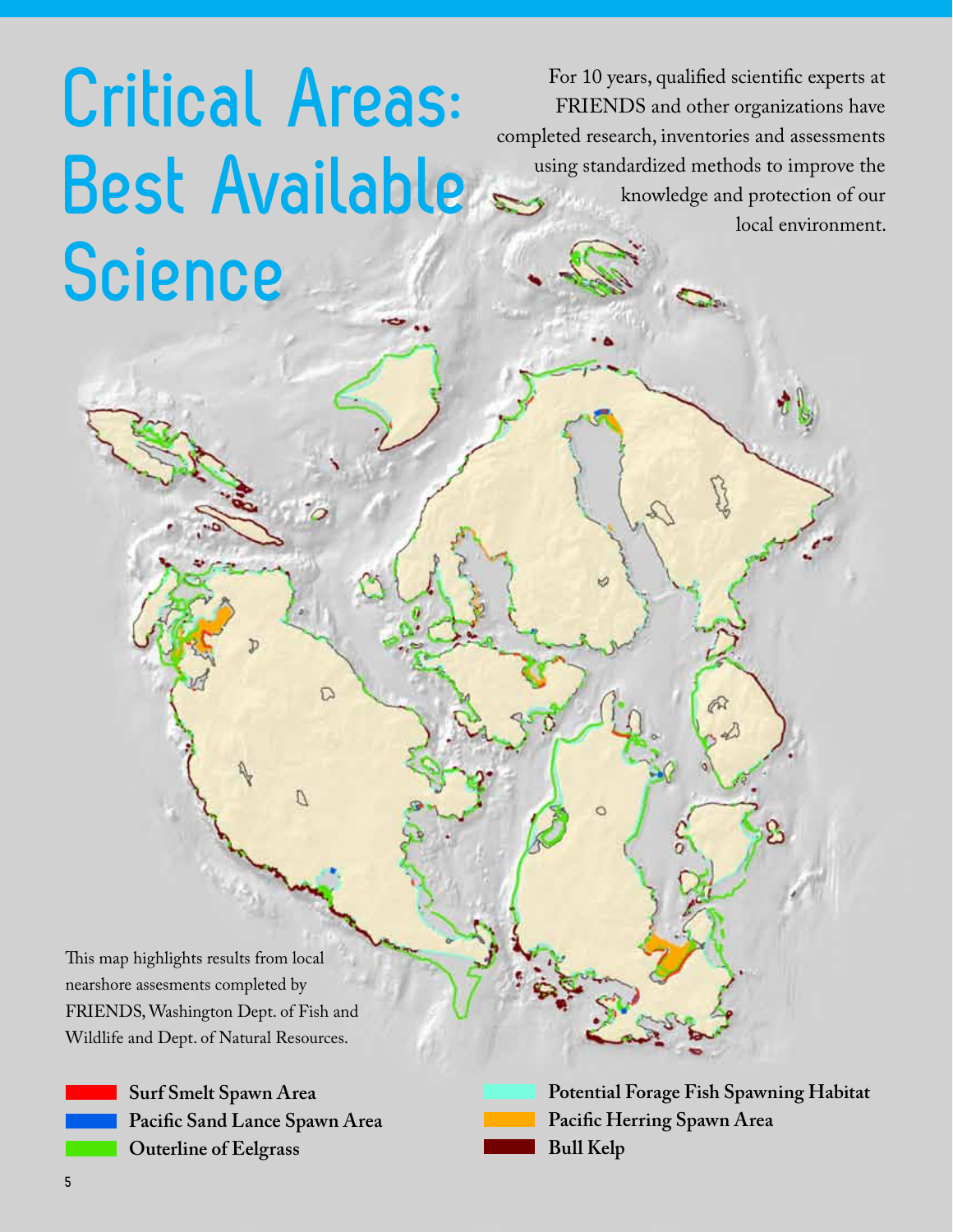# Critical Areas: Best Available Science

For 10 years, qualified scientific experts at FRIENDS and other organizations have completed research, inventories and assessments using standardized methods to improve the knowledge and protection of our local environment.

This map highlights results from local nearshore assesments completed by FRIENDS, Washington Dept. of Fish and Wildlife and Dept. of Natural Resources.

- **Surf Smelt Spawn Area**
- **Pacific Sand Lance Spawn Area**
- **Outerline of Eelgrass**
- **Potential Forage Fish Spawning Habitat**
- **Pacific Herring Spawn Area**
- **Bull Kelp**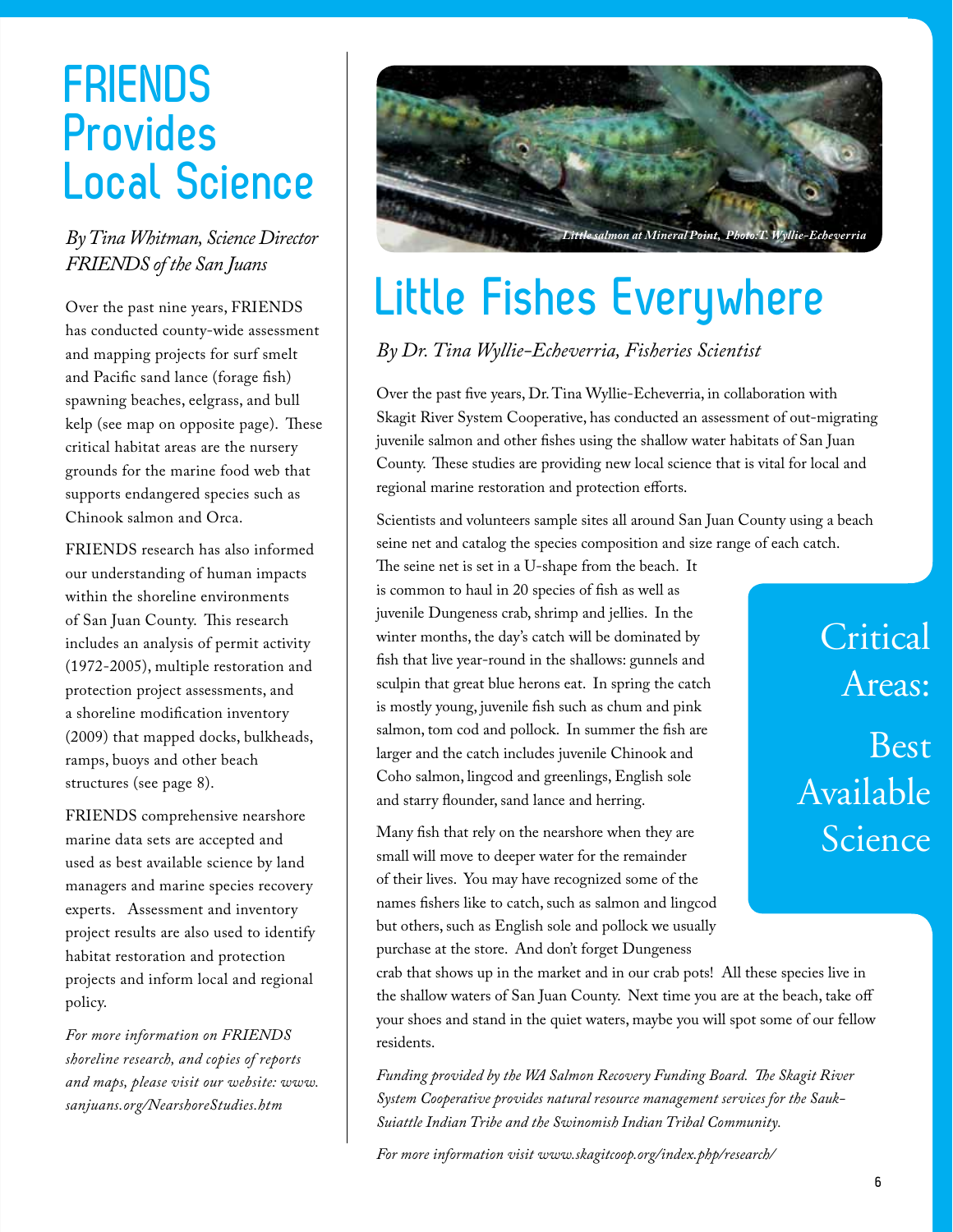# FRIENDS Provides Local Science

*By Tina Whitman, Science Director FRIENDS of the San Juans*

Over the past nine years, FRIENDS has conducted county-wide assessment and mapping projects for surf smelt and Pacific sand lance (forage fish) spawning beaches, eelgrass, and bull kelp (see map on opposite page). These critical habitat areas are the nursery grounds for the marine food web that supports endangered species such as Chinook salmon and Orca.

FRIENDS research has also informed our understanding of human impacts within the shoreline environments of San Juan County. This research includes an analysis of permit activity (1972-2005), multiple restoration and protection project assessments, and a shoreline modification inventory (2009) that mapped docks, bulkheads, ramps, buoys and other beach structures (see page 8).

FRIENDS comprehensive nearshore marine data sets are accepted and used as best available science by land managers and marine species recovery experts. Assessment and inventory project results are also used to identify habitat restoration and protection projects and inform local and regional policy.

*For more information on FRIENDS shoreline research, and copies of reports and maps, please visit our website: www.sanjuans.org/NearshoreStudies.htm*

*Little salmon at Mineral Point, Photo:T. Wyllie-Echeverria*

# Little Fishes Everywhere

*By Dr. Tina Wyllie-Echeverria, Fisheries Scientist*

Over the past five years, Dr. Tina Wyllie-Echeverria, in collaboration with Skagit River System Cooperative, has conducted an assessment of out-migrating juvenile salmon and other fishes using the shallow water habitats of San Juan County. These studies are providing new local science that is vital for local and regional marine restoration and protection efforts.

Scientists and volunteers sample sites all around San Juan County using a beach seine net and catalog the species composition and size range of each catch. The seine net is set in a U-shape from the beach. It is common to haul in 20 species of fish as well as juvenile Dungeness crab, shrimp and jellies. In the winter months, the day's catch will be dominated by fish that live year-round in the shallows: gunnels and sculpin that great blue herons eat. In spring the catch is mostly young, juvenile fish such as chum and pink salmon, tom cod and pollock. In summer the fish are larger and the catch includes juvenile Chinook and Coho salmon, lingcod and greenlings, English sole and starry flounder, sand lance and herring.

Many fish that rely on the nearshore when they are small will move to deeper water for the remainder of their lives. You may have recognized some of the names fishers like to catch, such as salmon and lingcod but others, such as English sole and pollock we usually purchase at the store. And don't forget Dungeness crab that shows up in the market and in our crab pots! All these species live in the shallow waters of San Juan County. Next time you are at the beach, take off your shoes and stand in the quiet waters, maybe you will spot some of our fellow residents.

*Funding provided by the WA Salmon Recovery Funding Board. The Skagit River System Cooperative provides natural resource management services for the Sauk-Suiattle Indian Tribe and the Swinomish Indian Tribal Community.*

*For more information visit www.skagitcoop.org/index.php/research/*

Critical Areas: Best Available Science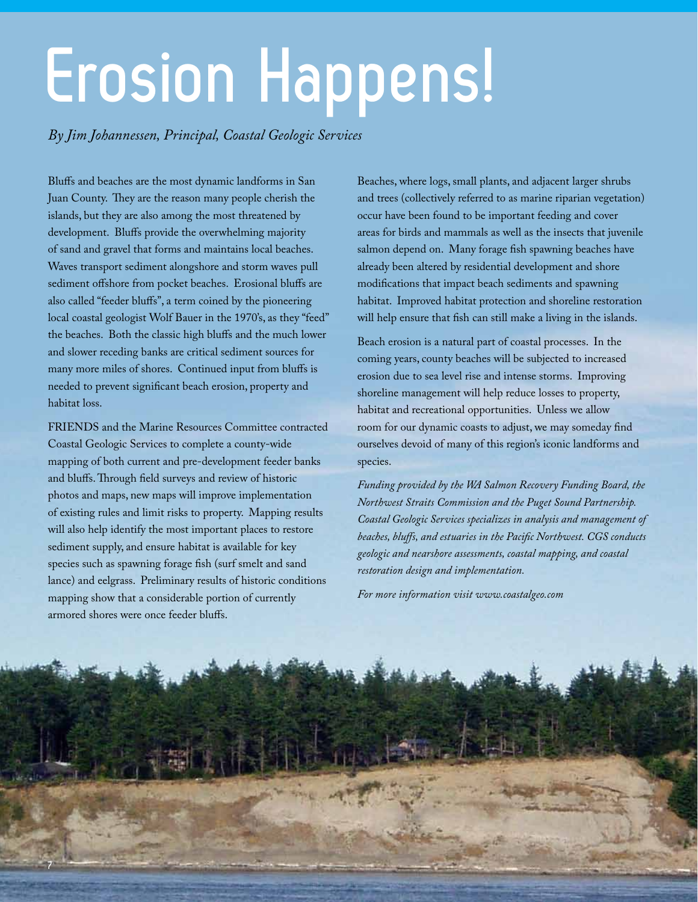# Erosion Happens!

*By Jim Johannessen, Principal, Coastal Geologic Services*

Bluffs and beaches are the most dynamic landforms in San Juan County. They are the reason many people cherish the islands, but they are also among the most threatened by development. Bluffs provide the overwhelming majority of sand and gravel that forms and maintains local beaches. Waves transport sediment alongshore and storm waves pull sediment offshore from pocket beaches. Erosional bluffs are also called "feeder bluffs", a term coined by the pioneering local coastal geologist Wolf Bauer in the 1970's, as they "feed" the beaches. Both the classic high bluffs and the much lower and slower receding banks are critical sediment sources for many more miles of shores. Continued input from bluffs is needed to prevent significant beach erosion, property and habitat loss.

FRIENDS and the Marine Resources Committee contracted Coastal Geologic Services to complete a county-wide mapping of both current and pre-development feeder banks and bluffs. Through field surveys and review of historic photos and maps, new maps will improve implementation of existing rules and limit risks to property. Mapping results will also help identify the most important places to restore sediment supply, and ensure habitat is available for key species such as spawning forage fish (surf smelt and sand lance) and eelgrass. Preliminary results of historic conditions mapping show that a considerable portion of currently armored shores were once feeder bluffs.

Beaches, where logs, small plants, and adjacent larger shrubs and trees (collectively referred to as marine riparian vegetation) occur have been found to be important feeding and cover areas for birds and mammals as well as the insects that juvenile salmon depend on. Many forage fish spawning beaches have already been altered by residential development and shore modifications that impact beach sediments and spawning habitat. Improved habitat protection and shoreline restoration will help ensure that fish can still make a living in the islands.

Beach erosion is a natural part of coastal processes. In the coming years, county beaches will be subjected to increased erosion due to sea level rise and intense storms. Improving shoreline management will help reduce losses to property, habitat and recreational opportunities. Unless we allow room for our dynamic coasts to adjust, we may someday find ourselves devoid of many of this region's iconic landforms and species.

*Funding provided by the WA Salmon Recovery Funding Board, the Northwest Straits Commission and the Puget Sound Partnership. Coastal Geologic Services specializes in analysis and management of beaches, bluffs, and estuaries in the Pacific Northwest. CGS conducts geologic and nearshore assessments, coastal mapping, and coastal restoration design and implementation.*

*For more information visit www.coastalgeo.com*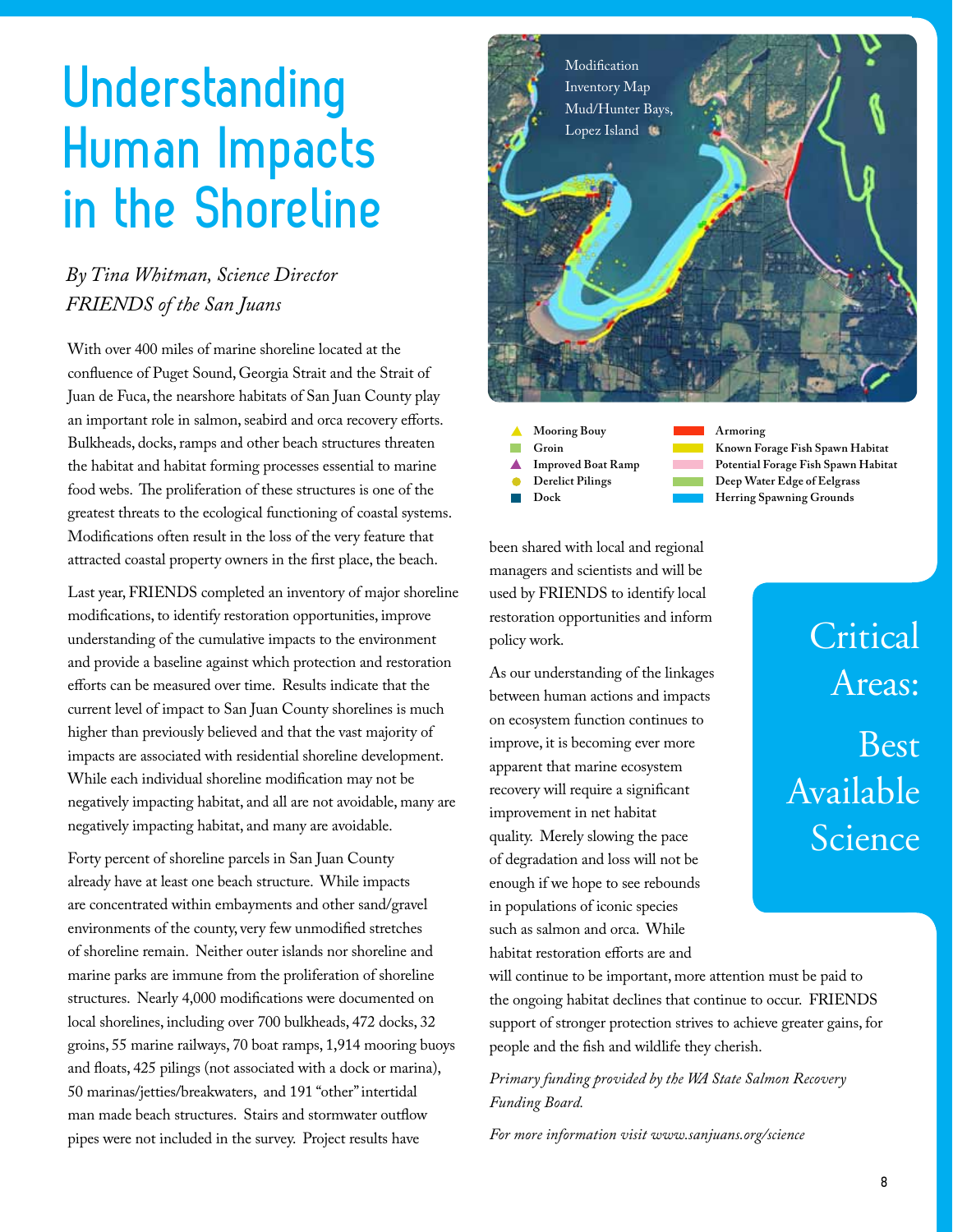# Understanding Human Impacts in the Shoreline

*By Tina Whitman, Science Director*
*FRIENDS of the San Juans*

With over 400 miles of marine shoreline located at the confluence of Puget Sound, Georgia Strait and the Strait of Juan de Fuca, the nearshore habitats of San Juan County play an important role in salmon, seabird and orca recovery efforts. Bulkheads, docks, ramps and other beach structures threaten the habitat and habitat forming processes essential to marine food webs. The proliferation of these structures is one of the greatest threats to the ecological functioning of coastal systems. Modifications often result in the loss of the very feature that attracted coastal property owners in the first place, the beach.

Last year, FRIENDS completed an inventory of major shoreline modifications, to identify restoration opportunities, improve understanding of the cumulative impacts to the environment and provide a baseline against which protection and restoration efforts can be measured over time. Results indicate that the current level of impact to San Juan County shorelines is much higher than previously believed and that the vast majority of impacts are associated with residential shoreline development. While each individual shoreline modification may not be negatively impacting habitat, and all are not avoidable, many are negatively impacting habitat, and many are avoidable.

Forty percent of shoreline parcels in San Juan County already have at least one beach structure. While impacts are concentrated within embayments and other sand/gravel environments of the county, very few unmodified stretches of shoreline remain. Neither outer islands nor shoreline and marine parks are immune from the proliferation of shoreline structures. Nearly 4,000 modifications were documented on local shorelines, including over 700 bulkheads, 472 docks, 32 groins, 55 marine railways, 70 boat ramps, 1,914 mooring buoys and floats, 425 pilings (not associated with a dock or marina), 50 marinas/jetties/breakwaters, and 191 "other" intertidal man made beach structures. Stairs and stormwater outflow pipes were not included in the survey. Project results have been shared with local and regional managers and scientists and will be used by FRIENDS to identify local restoration opportunities and inform policy work.

Modification Inventory Map Mud/Hunter Bays, Lopez Island

- Mooring Bouy
- Groin
- Improved Boat Ramp
- Derelict Pilings
- Dock
- Armoring
- Known Forage Fish Spawn Habitat
- Potential Forage Fish Spawn Habitat
- Deep Water Edge of Eelgrass
- Herring Spawning Grounds

As our understanding of the linkages between human actions and impacts on ecosystem function continues to improve, it is becoming ever more apparent that marine ecosystem recovery will require a significant improvement in net habitat quality. Merely slowing the pace of degradation and loss will not be enough if we hope to see rebounds in populations of iconic species such as salmon and orca. While habitat restoration efforts are and will continue to be important, more attention must be paid to the ongoing habitat declines that continue to occur. FRIENDS support of stronger protection strives to achieve greater gains, for people and the fish and wildlife they cherish.

## Critical Areas: Best Available Science

*Primary funding provided by the WA State Salmon Recovery Funding Board.*

*For more information visit www.sanjuans.org/science*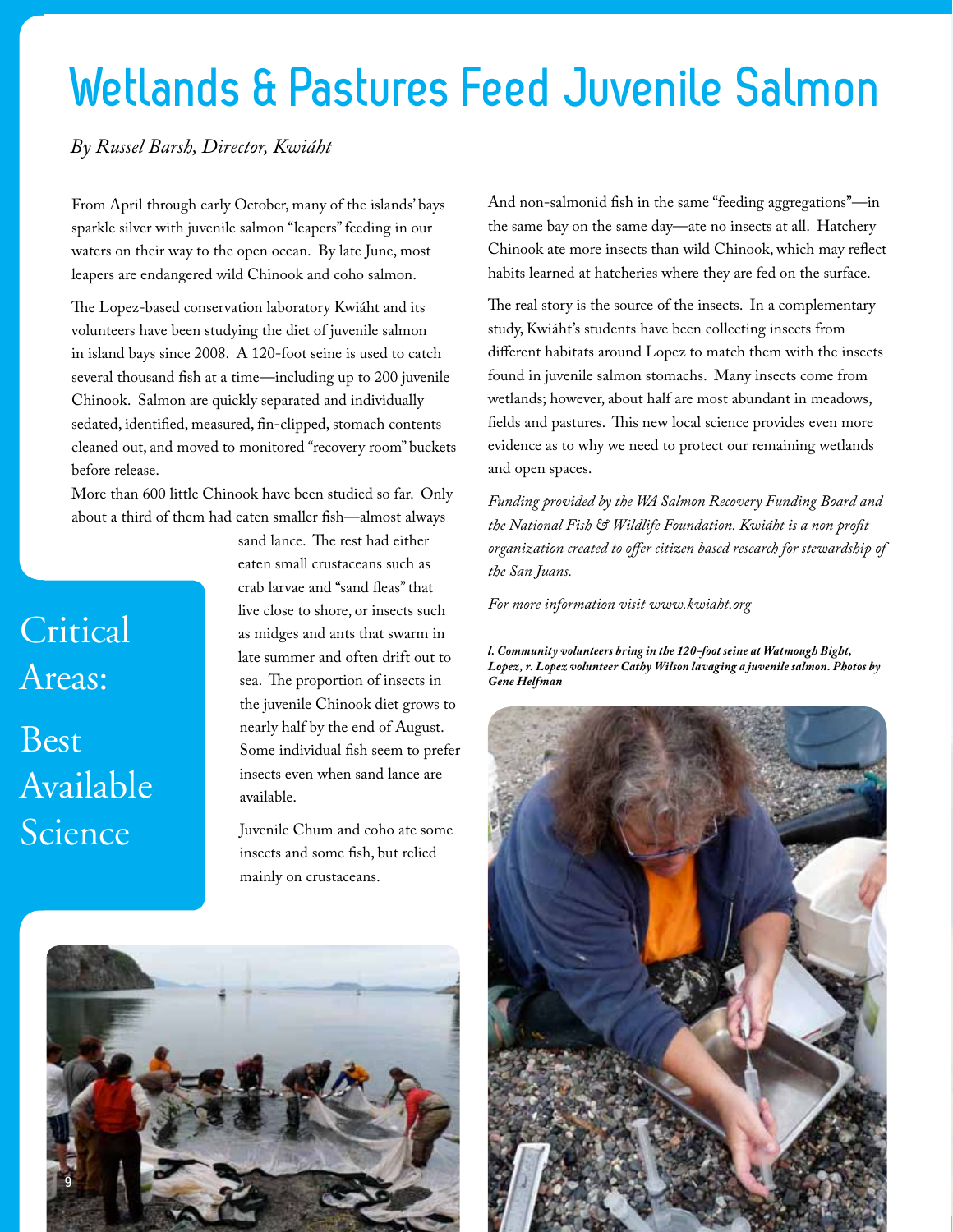# Wetlands & Pastures Feed Juvenile Salmon

*By Russel Barsh, Director, Kwiáht*

From April through early October, many of the islands' bays sparkle silver with juvenile salmon "leapers" feeding in our waters on their way to the open ocean. By late June, most leapers are endangered wild Chinook and coho salmon.

The Lopez-based conservation laboratory Kwiáht and its volunteers have been studying the diet of juvenile salmon in island bays since 2008. A 120-foot seine is used to catch several thousand fish at a time—including up to 200 juvenile Chinook. Salmon are quickly separated and individually sedated, identified, measured, fin-clipped, stomach contents cleaned out, and moved to monitored "recovery room" buckets before release.

More than 600 little Chinook have been studied so far. Only about a third of them had eaten smaller fish—almost always sand lance. The rest had either eaten small crustaceans such as crab larvae and "sand fleas" that live close to shore, or insects such as midges and ants that swarm in late summer and often drift out to sea. The proportion of insects in the juvenile Chinook diet grows to nearly half by the end of August. Some individual fish seem to prefer insects even when sand lance are available.

Critical Areas:

Best Available Science

Juvenile Chum and coho ate some insects and some fish, but relied mainly on crustaceans.

And non-salmonid fish in the same "feeding aggregations"—in the same bay on the same day—ate no insects at all. Hatchery Chinook ate more insects than wild Chinook, which may reflect habits learned at hatcheries where they are fed on the surface.

The real story is the source of the insects. In a complementary study, Kwiáht's students have been collecting insects from different habitats around Lopez to match them with the insects found in juvenile salmon stomachs. Many insects come from wetlands; however, about half are most abundant in meadows, fields and pastures. This new local science provides even more evidence as to why we need to protect our remaining wetlands and open spaces.

*Funding provided by the WA Salmon Recovery Funding Board and the National Fish & Wildlife Foundation. Kwiáht is a non profit organization created to offer citizen based research for stewardship of the San Juans.*

*For more information visit www.kwiaht.org*

***l. Community volunteers bring in the 120-foot seine at Watmough Bight, Lopez, r. Lopez volunteer Cathy Wilson lavaging a juvenile salmon. Photos by Gene Helfman***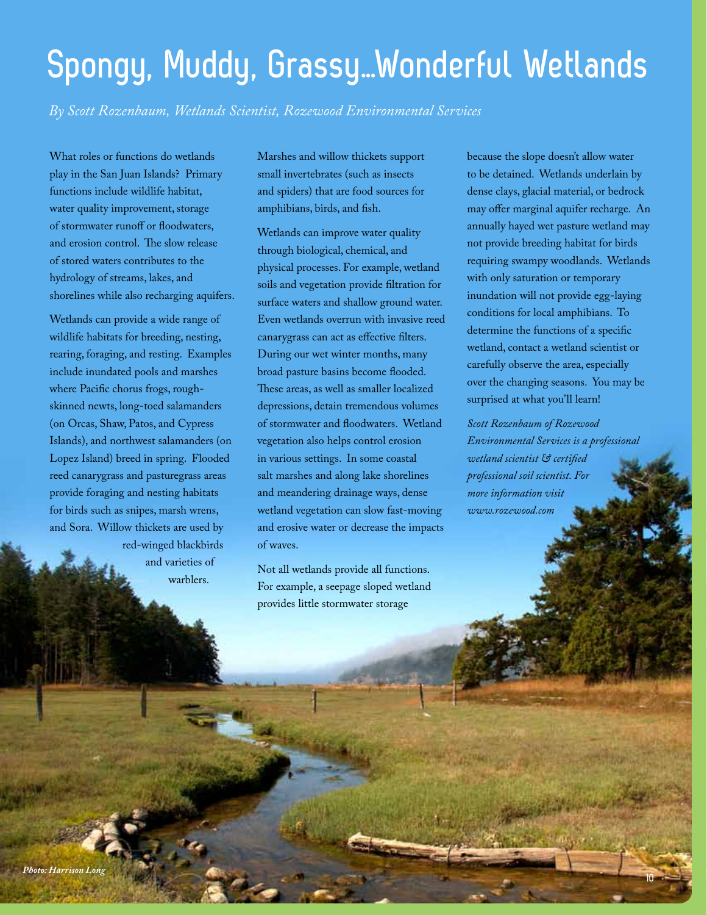# Spongy, Muddy, Grassy…Wonderful Wetlands

*By Scott Rozenbaum, Wetlands Scientist, Rozewood Environmental Services*

What roles or functions do wetlands play in the San Juan Islands? Primary functions include wildlife habitat, water quality improvement, storage of stormwater runoff or floodwaters, and erosion control. The slow release of stored waters contributes to the hydrology of streams, lakes, and shorelines while also recharging aquifers.

Wetlands can provide a wide range of wildlife habitats for breeding, nesting, rearing, foraging, and resting. Examples include inundated pools and marshes where Pacific chorus frogs, rough-skinned newts, long-toed salamanders (on Orcas, Shaw, Patos, and Cypress Islands), and northwest salamanders (on Lopez Island) breed in spring. Flooded reed canarygrass and pasturegrass areas provide foraging and nesting habitats for birds such as snipes, marsh wrens, and Sora. Willow thickets are used by red-winged blackbirds and varieties of warblers.

Marshes and willow thickets support small invertebrates (such as insects and spiders) that are food sources for amphibians, birds, and fish.

Wetlands can improve water quality through biological, chemical, and physical processes. For example, wetland soils and vegetation provide filtration for surface waters and shallow ground water. Even wetlands overrun with invasive reed canarygrass can act as effective filters. During our wet winter months, many broad pasture basins become flooded. These areas, as well as smaller localized depressions, detain tremendous volumes of stormwater and floodwaters. Wetland vegetation also helps control erosion in various settings. In some coastal salt marshes and along lake shorelines and meandering drainage ways, dense wetland vegetation can slow fast-moving and erosive water or decrease the impacts of waves.

Not all wetlands provide all functions. For example, a seepage sloped wetland provides little stormwater storage because the slope doesn't allow water to be detained. Wetlands underlain by dense clays, glacial material, or bedrock may offer marginal aquifer recharge. An annually hayed wet pasture wetland may not provide breeding habitat for birds requiring swampy woodlands. Wetlands with only saturation or temporary inundation will not provide egg-laying conditions for local amphibians. To determine the functions of a specific wetland, contact a wetland scientist or carefully observe the area, especially over the changing seasons. You may be surprised at what you'll learn!

*Scott Rozenbaum of Rozewood Environmental Services is a professional wetland scientist & certified professional soil scientist. For more information visit www.rozewood.com*

*Photo: Harrison Long*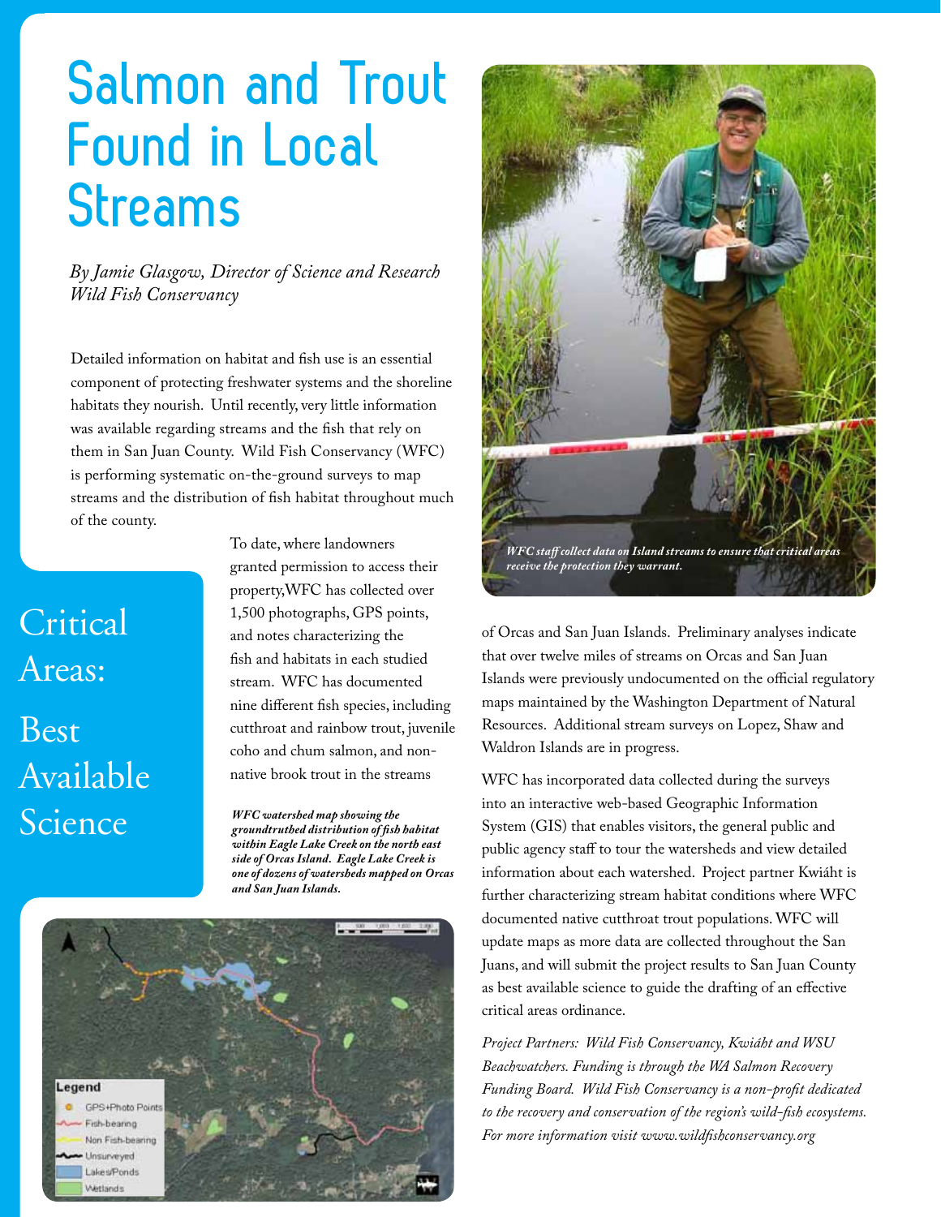# Salmon and Trout Found in Local Streams

*By Jamie Glasgow, Director of Science and Research*
*Wild Fish Conservancy*

## Critical Areas: Best Available Science

Detailed information on habitat and fish use is an essential component of protecting freshwater systems and the shoreline habitats they nourish. Until recently, very little information was available regarding streams and the fish that rely on them in San Juan County. Wild Fish Conservancy (WFC) is performing systematic on-the-ground surveys to map streams and the distribution of fish habitat throughout much of the county.

To date, where landowners granted permission to access their property,WFC has collected over 1,500 photographs, GPS points, and notes characterizing the fish and habitats in each studied stream. WFC has documented nine different fish species, including cutthroat and rainbow trout, juvenile coho and chum salmon, and non-native brook trout in the streams of Orcas and San Juan Islands. Preliminary analyses indicate that over twelve miles of streams on Orcas and San Juan Islands were previously undocumented on the official regulatory maps maintained by the Washington Department of Natural Resources. Additional stream surveys on Lopez, Shaw and Waldron Islands are in progress.

***WFC watershed map showing the groundtruthed distribution of fish habitat within Eagle Lake Creek on the north east side of Orcas Island. Eagle Lake Creek is one of dozens of watersheds mapped on Orcas and San Juan Islands.***

*WFC staff collect data on Island streams to ensure that critical areas receive the protection they warrant.*

WFC has incorporated data collected during the surveys into an interactive web-based Geographic Information System (GIS) that enables visitors, the general public and public agency staff to tour the watersheds and view detailed information about each watershed. Project partner Kwiáht is further characterizing stream habitat conditions where WFC documented native cutthroat trout populations. WFC will update maps as more data are collected throughout the San Juans, and will submit the project results to San Juan County as best available science to guide the drafting of an effective critical areas ordinance.

*Project Partners: Wild Fish Conservancy, Kwiáht and WSU Beachwatchers. Funding is through the WA Salmon Recovery Funding Board. Wild Fish Conservancy is a non-profit dedicated to the recovery and conservation of the region's wild-fish ecosystems. For more information visit www.wildfishconservancy.org*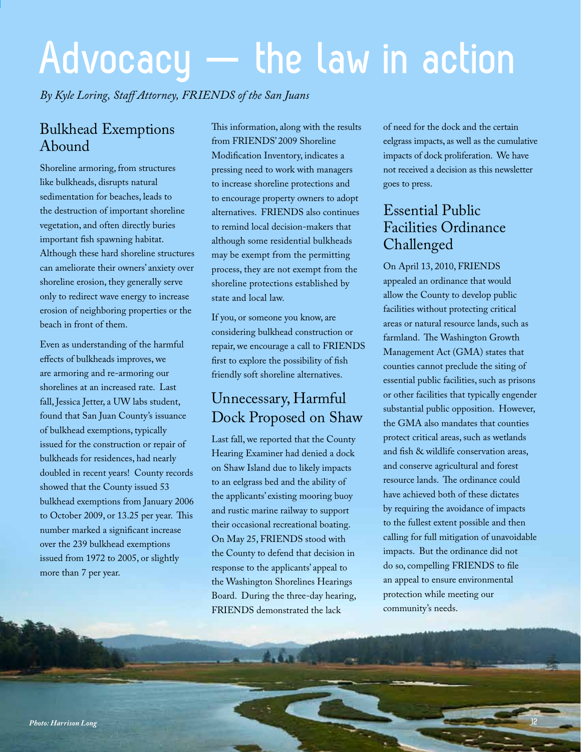# Advocacy — the law in action

*By Kyle Loring, Staff Attorney, FRIENDS of the San Juans*

## Bulkhead Exemptions Abound

Shoreline armoring, from structures like bulkheads, disrupts natural sedimentation for beaches, leads to the destruction of important shoreline vegetation, and often directly buries important fish spawning habitat. Although these hard shoreline structures can ameliorate their owners' anxiety over shoreline erosion, they generally serve only to redirect wave energy to increase erosion of neighboring properties or the beach in front of them.

Even as understanding of the harmful effects of bulkheads improves, we are armoring and re-armoring our shorelines at an increased rate. Last fall, Jessica Jetter, a UW labs student, found that San Juan County's issuance of bulkhead exemptions, typically issued for the construction or repair of bulkheads for residences, had nearly doubled in recent years! County records showed that the County issued 53 bulkhead exemptions from January 2006 to October 2009, or 13.25 per year. This number marked a significant increase over the 239 bulkhead exemptions issued from 1972 to 2005, or slightly more than 7 per year.

This information, along with the results from FRIENDS' 2009 Shoreline Modification Inventory, indicates a pressing need to work with managers to increase shoreline protections and to encourage property owners to adopt alternatives. FRIENDS also continues to remind local decision-makers that although some residential bulkheads may be exempt from the permitting process, they are not exempt from the shoreline protections established by state and local law.

If you, or someone you know, are considering bulkhead construction or repair, we encourage a call to FRIENDS first to explore the possibility of fish friendly soft shoreline alternatives.

## Unnecessary, Harmful Dock Proposed on Shaw

Last fall, we reported that the County Hearing Examiner had denied a dock on Shaw Island due to likely impacts to an eelgrass bed and the ability of the applicants' existing mooring buoy and rustic marine railway to support their occasional recreational boating. On May 25, FRIENDS stood with the County to defend that decision in response to the applicants' appeal to the Washington Shorelines Hearings Board. During the three-day hearing, FRIENDS demonstrated the lack of need for the dock and the certain eelgrass impacts, as well as the cumulative impacts of dock proliferation. We have not received a decision as this newsletter goes to press.

## Essential Public Facilities Ordinance Challenged

On April 13, 2010, FRIENDS appealed an ordinance that would allow the County to develop public facilities without protecting critical areas or natural resource lands, such as farmland. The Washington Growth Management Act (GMA) states that counties cannot preclude the siting of essential public facilities, such as prisons or other facilities that typically engender substantial public opposition. However, the GMA also mandates that counties protect critical areas, such as wetlands and fish & wildlife conservation areas, and conserve agricultural and forest resource lands. The ordinance could have achieved both of these dictates by requiring the avoidance of impacts to the fullest extent possible and then calling for full mitigation of unavoidable impacts. But the ordinance did not do so, compelling FRIENDS to file an appeal to ensure environmental protection while meeting our community's needs.

*Photo: Harrison Long*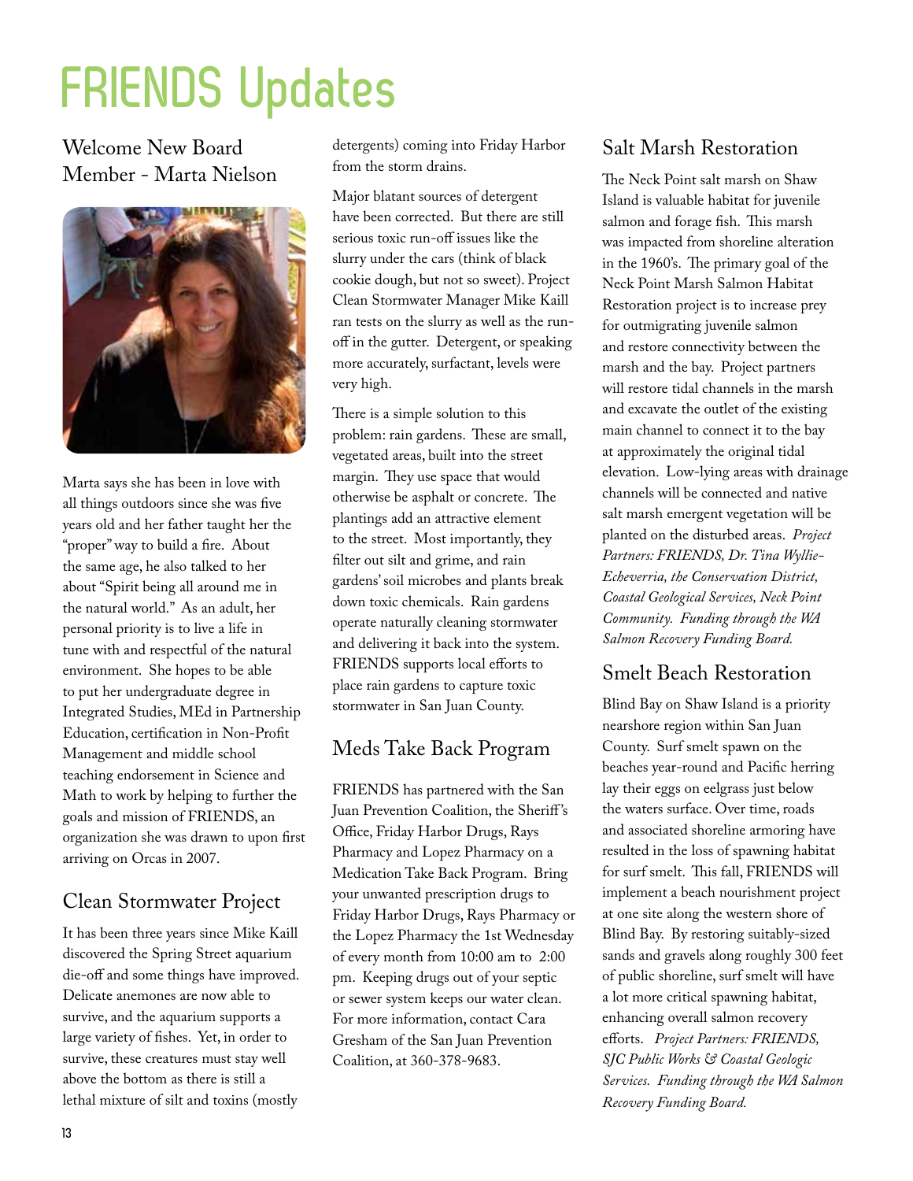# FRIENDS Updates

## Welcome New Board Member - Marta Nielson

Marta says she has been in love with all things outdoors since she was five years old and her father taught her the "proper" way to build a fire. About the same age, he also talked to her about "Spirit being all around me in the natural world." As an adult, her personal priority is to live a life in tune with and respectful of the natural environment. She hopes to be able to put her undergraduate degree in Integrated Studies, MEd in Partnership Education, certification in Non-Profit Management and middle school teaching endorsement in Science and Math to work by helping to further the goals and mission of FRIENDS, an organization she was drawn to upon first arriving on Orcas in 2007.

## Clean Stormwater Project

It has been three years since Mike Kaill discovered the Spring Street aquarium die-off and some things have improved. Delicate anemones are now able to survive, and the aquarium supports a large variety of fishes. Yet, in order to survive, these creatures must stay well above the bottom as there is still a lethal mixture of silt and toxins (mostly detergents) coming into Friday Harbor from the storm drains.

Major blatant sources of detergent have been corrected. But there are still serious toxic run-off issues like the slurry under the cars (think of black cookie dough, but not so sweet). Project Clean Stormwater Manager Mike Kaill ran tests on the slurry as well as the run-off in the gutter. Detergent, or speaking more accurately, surfactant, levels were very high.

There is a simple solution to this problem: rain gardens. These are small, vegetated areas, built into the street margin. They use space that would otherwise be asphalt or concrete. The plantings add an attractive element to the street. Most importantly, they filter out silt and grime, and rain gardens' soil microbes and plants break down toxic chemicals. Rain gardens operate naturally cleaning stormwater and delivering it back into the system. FRIENDS supports local efforts to place rain gardens to capture toxic stormwater in San Juan County.

## Meds Take Back Program

FRIENDS has partnered with the San Juan Prevention Coalition, the Sheriff's Office, Friday Harbor Drugs, Rays Pharmacy and Lopez Pharmacy on a Medication Take Back Program. Bring your unwanted prescription drugs to Friday Harbor Drugs, Rays Pharmacy or the Lopez Pharmacy the 1st Wednesday of every month from 10:00 am to 2:00 pm. Keeping drugs out of your septic or sewer system keeps our water clean. For more information, contact Cara Gresham of the San Juan Prevention Coalition, at 360-378-9683.

## Salt Marsh Restoration

The Neck Point salt marsh on Shaw Island is valuable habitat for juvenile salmon and forage fish. This marsh was impacted from shoreline alteration in the 1960's. The primary goal of the Neck Point Marsh Salmon Habitat Restoration project is to increase prey for outmigrating juvenile salmon and restore connectivity between the marsh and the bay. Project partners will restore tidal channels in the marsh and excavate the outlet of the existing main channel to connect it to the bay at approximately the original tidal elevation. Low-lying areas with drainage channels will be connected and native salt marsh emergent vegetation will be planted on the disturbed areas. *Project Partners: FRIENDS, Dr. Tina Wyllie-Echeverria, the Conservation District, Coastal Geological Services, Neck Point Community. Funding through the WA Salmon Recovery Funding Board.*

## Smelt Beach Restoration

Blind Bay on Shaw Island is a priority nearshore region within San Juan County. Surf smelt spawn on the beaches year-round and Pacific herring lay their eggs on eelgrass just below the waters surface. Over time, roads and associated shoreline armoring have resulted in the loss of spawning habitat for surf smelt. This fall, FRIENDS will implement a beach nourishment project at one site along the western shore of Blind Bay. By restoring suitably-sized sands and gravels along roughly 300 feet of public shoreline, surf smelt will have a lot more critical spawning habitat, enhancing overall salmon recovery efforts. *Project Partners: FRIENDS, SJC Public Works & Coastal Geologic Services. Funding through the WA Salmon Recovery Funding Board.*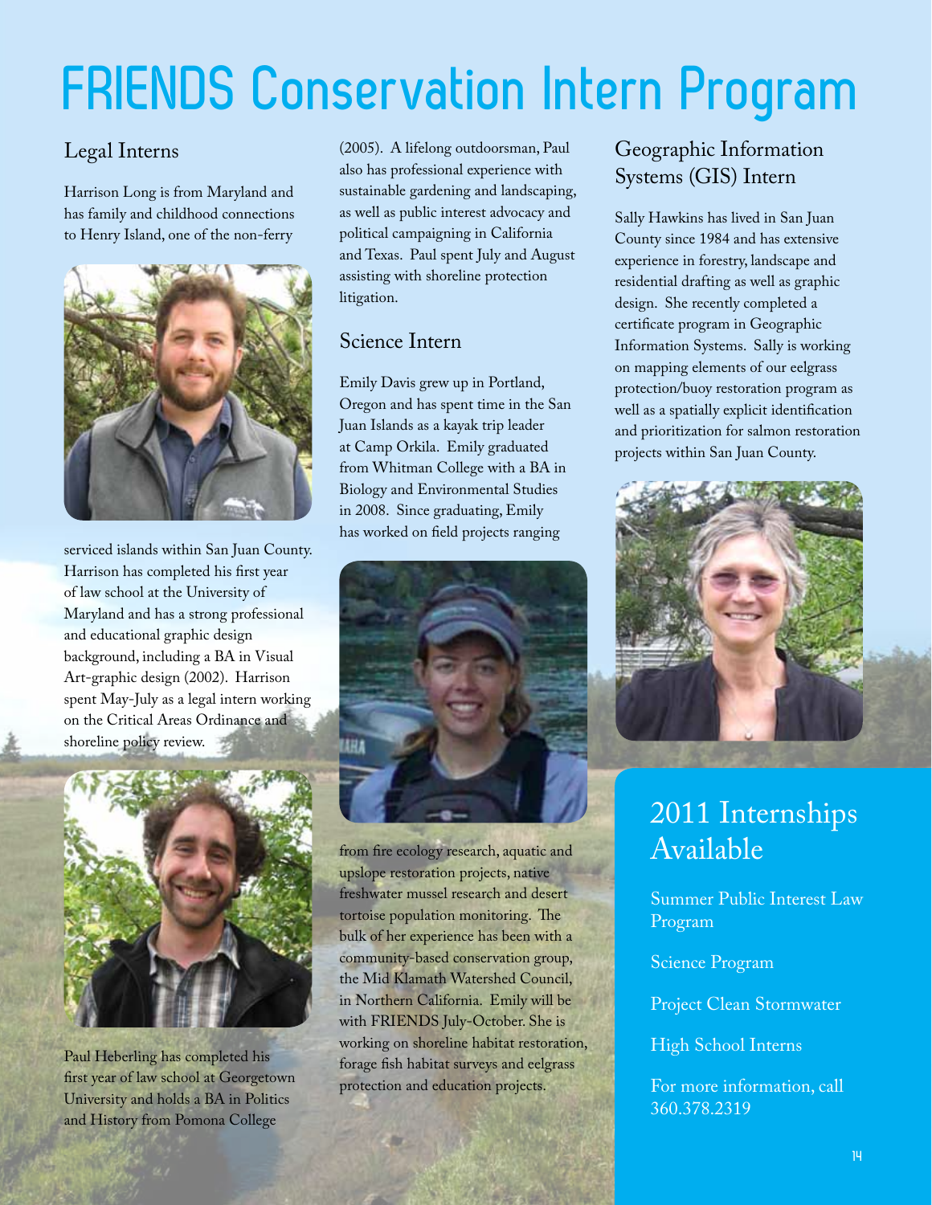# FRIENDS Conservation Intern Program

## Legal Interns

Harrison Long is from Maryland and has family and childhood connections to Henry Island, one of the non-ferry serviced islands within San Juan County. Harrison has completed his first year of law school at the University of Maryland and has a strong professional and educational graphic design background, including a BA in Visual Art-graphic design (2002). Harrison spent May-July as a legal intern working on the Critical Areas Ordinance and shoreline policy review.

Paul Heberling has completed his first year of law school at Georgetown University and holds a BA in Politics and History from Pomona College (2005). A lifelong outdoorsman, Paul also has professional experience with sustainable gardening and landscaping, as well as public interest advocacy and political campaigning in California and Texas. Paul spent July and August assisting with shoreline protection litigation.

## Science Intern

Emily Davis grew up in Portland, Oregon and has spent time in the San Juan Islands as a kayak trip leader at Camp Orkila. Emily graduated from Whitman College with a BA in Biology and Environmental Studies in 2008. Since graduating, Emily has worked on field projects ranging from fire ecology research, aquatic and upslope restoration projects, native freshwater mussel research and desert tortoise population monitoring. The bulk of her experience has been with a community-based conservation group, the Mid Klamath Watershed Council, in Northern California. Emily will be with FRIENDS July-October. She is working on shoreline habitat restoration, forage fish habitat surveys and eelgrass protection and education projects.

## Geographic Information Systems (GIS) Intern

Sally Hawkins has lived in San Juan County since 1984 and has extensive experience in forestry, landscape and residential drafting as well as graphic design. She recently completed a certificate program in Geographic Information Systems. Sally is working on mapping elements of our eelgrass protection/buoy restoration program as well as a spatially explicit identification and prioritization for salmon restoration projects within San Juan County.

## 2011 Internships Available

Summer Public Interest Law Program

Science Program

Project Clean Stormwater

High School Interns

For more information, call 360.378.2319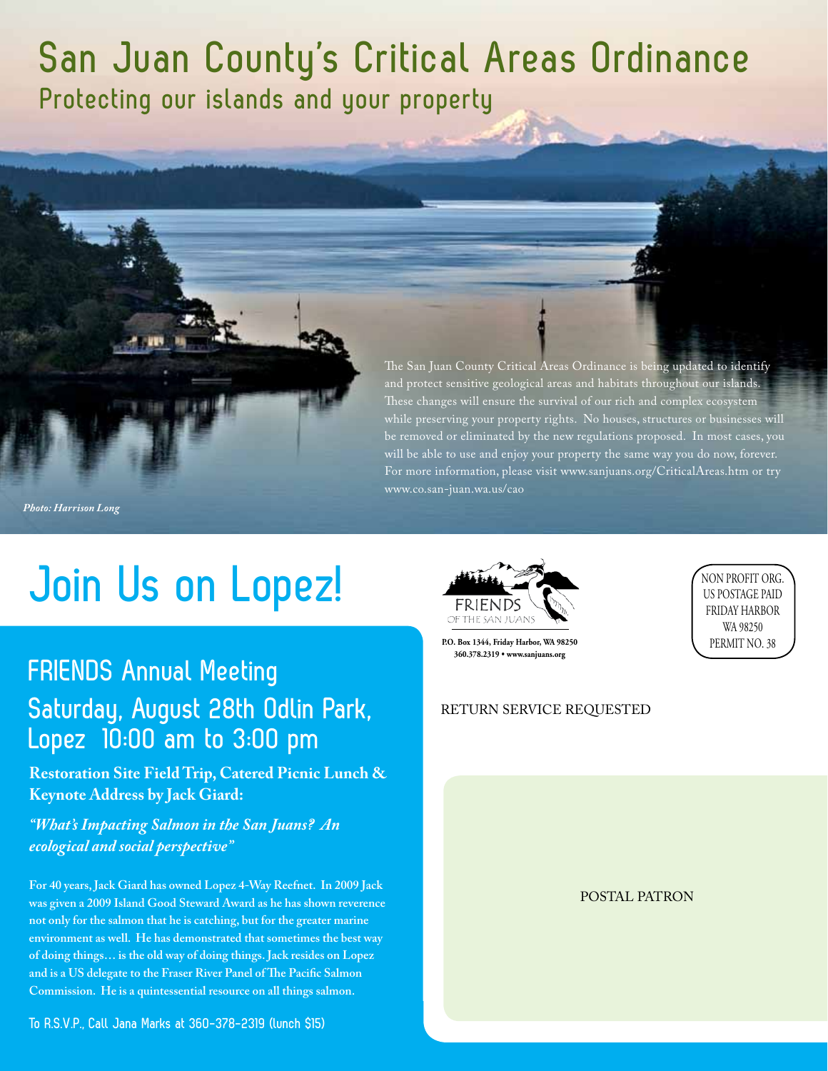# San Juan County's Critical Areas Ordinance

## Protecting our islands and your property

The San Juan County Critical Areas Ordinance is being updated to identify and protect sensitive geological areas and habitats throughout our islands. These changes will ensure the survival of our rich and complex ecosystem while preserving your property rights. No houses, structures or businesses will be removed or eliminated by the new regulations proposed. In most cases, you will be able to use and enjoy your property the same way you do now, forever. For more information, please visit www.sanjuans.org/CriticalAreas.htm or try www.co.san-juan.wa.us/cao

*Photo: Harrison Long*

# Join Us on Lopez!

## FRIENDS Annual Meeting

## Saturday, August 28th Odlin Park, Lopez 10:00 am to 3:00 pm

**Restoration Site Field Trip, Catered Picnic Lunch & Keynote Address by Jack Giard:**

***"What's Impacting Salmon in the San Juans? An ecological and social perspective"***

**For 40 years, Jack Giard has owned Lopez 4-Way Reefnet. In 2009 Jack was given a 2009 Island Good Steward Award as he has shown reverence not only for the salmon that he is catching, but for the greater marine environment as well. He has demonstrated that sometimes the best way of doing things… is the old way of doing things. Jack resides on Lopez and is a US delegate to the Fraser River Panel of The Pacific Salmon Commission. He is a quintessential resource on all things salmon.**

To R.S.V.P., Call Jana Marks at 360-378-2319 (lunch $15)

FRIENDS OF THE SAN JUANS

**P.O. Box 1344, Friday Harbor, WA 98250**
**360.378.2319 • www.sanjuans.org**

NON PROFIT ORG.
US POSTAGE PAID
FRIDAY HARBOR
WA 98250
PERMIT NO. 38

RETURN SERVICE REQUESTED

POSTAL PATRON